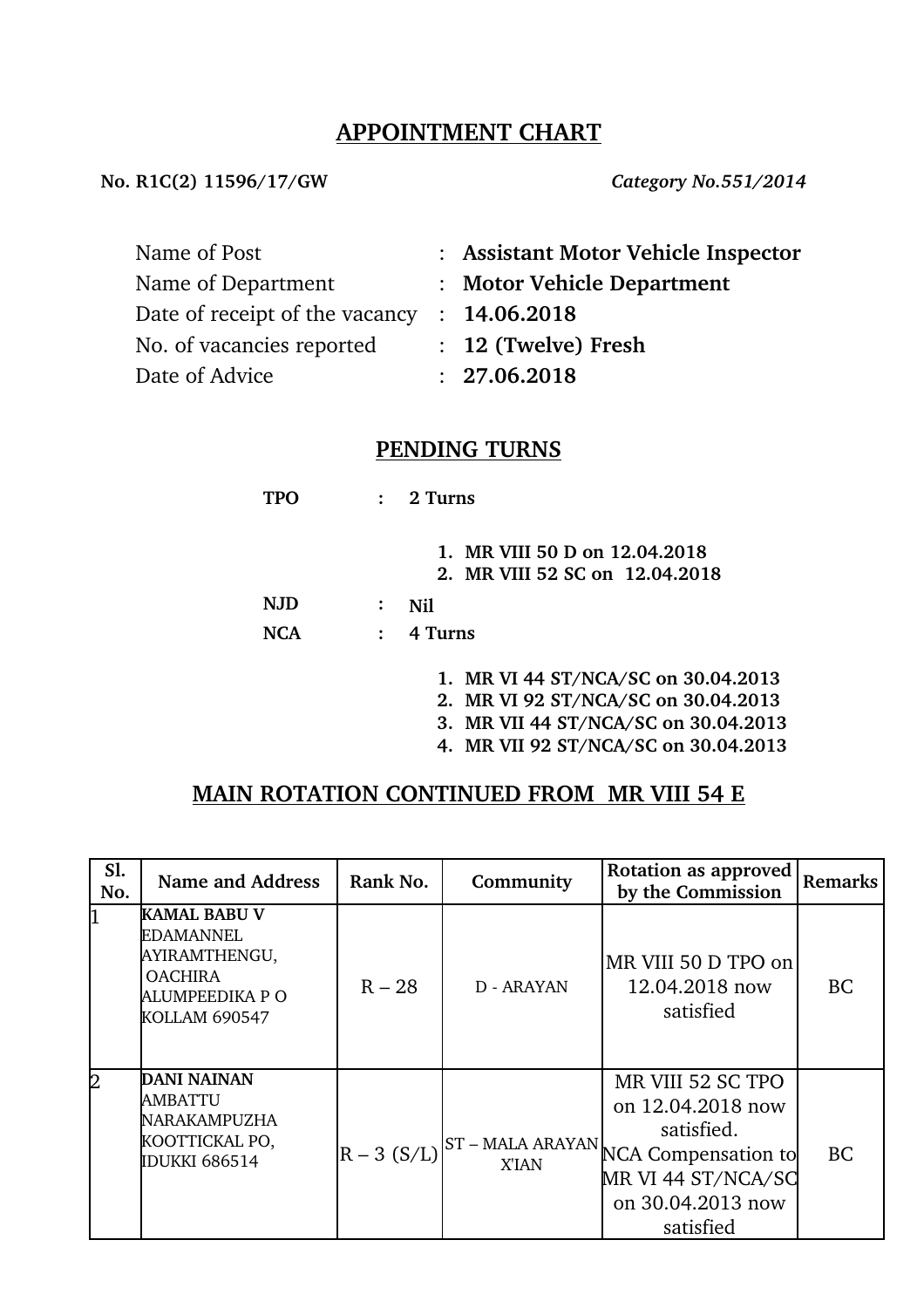# APPOINTMENT CHART

**No. R1C(2) 11596/17/GW** *Category No.551/2014*

| | | |
|---|---|---|
| Name of Post | : | **Assistant Motor Vehicle Inspector** |
| Name of Department | : | **Motor Vehicle Department** |
| Date of receipt of the vacancy | : | **14.06.2018** |
| No. of vacancies reported | : | **12 (Twelve) Fresh** |
| Date of Advice | : | **27.06.2018** |

## PENDING TURNS

**TPO : 2 Turns**

1. **MR VIII 50 D on 12.04.2018**
2. **MR VIII 52 SC on 12.04.2018**

**NJD : Nil**

**NCA : 4 Turns**

1. **MR VI 44 ST/NCA/SC on 30.04.2013**
2. **MR VI 92 ST/NCA/SC on 30.04.2013**
3. **MR VII 44 ST/NCA/SC on 30.04.2013**
4. **MR VII 92 ST/NCA/SC on 30.04.2013**

## MAIN ROTATION CONTINUED FROM MR VIII 54 E

| Sl. No. | Name and Address | Rank No. | Community | Rotation as approved by the Commission | Remarks |
|---|---|---|---|---|---|
| 1 | **KAMAL BABU V**<br>EDAMANNEL<br>AYIRAMTHENGU,<br>OACHIRA<br>ALUMPEEDIKA P O<br>KOLLAM 690547 | R – 28 | D - ARAYAN | MR VIII 50 D TPO on 12.04.2018 now satisfied | BC |
| 2 | **DANI NAINAN**<br>AMBATTU<br>NARAKAMPUZHA<br>KOOTTICKAL PO,<br>IDUKKI 686514 | R – 3 (S/L) | ST – MALA ARAYAN X'IAN | MR VIII 52 SC TPO on 12.04.2018 now satisfied.<br>NCA Compensation to MR VI 44 ST/NCA/SC on 30.04.2013 now satisfied | BC |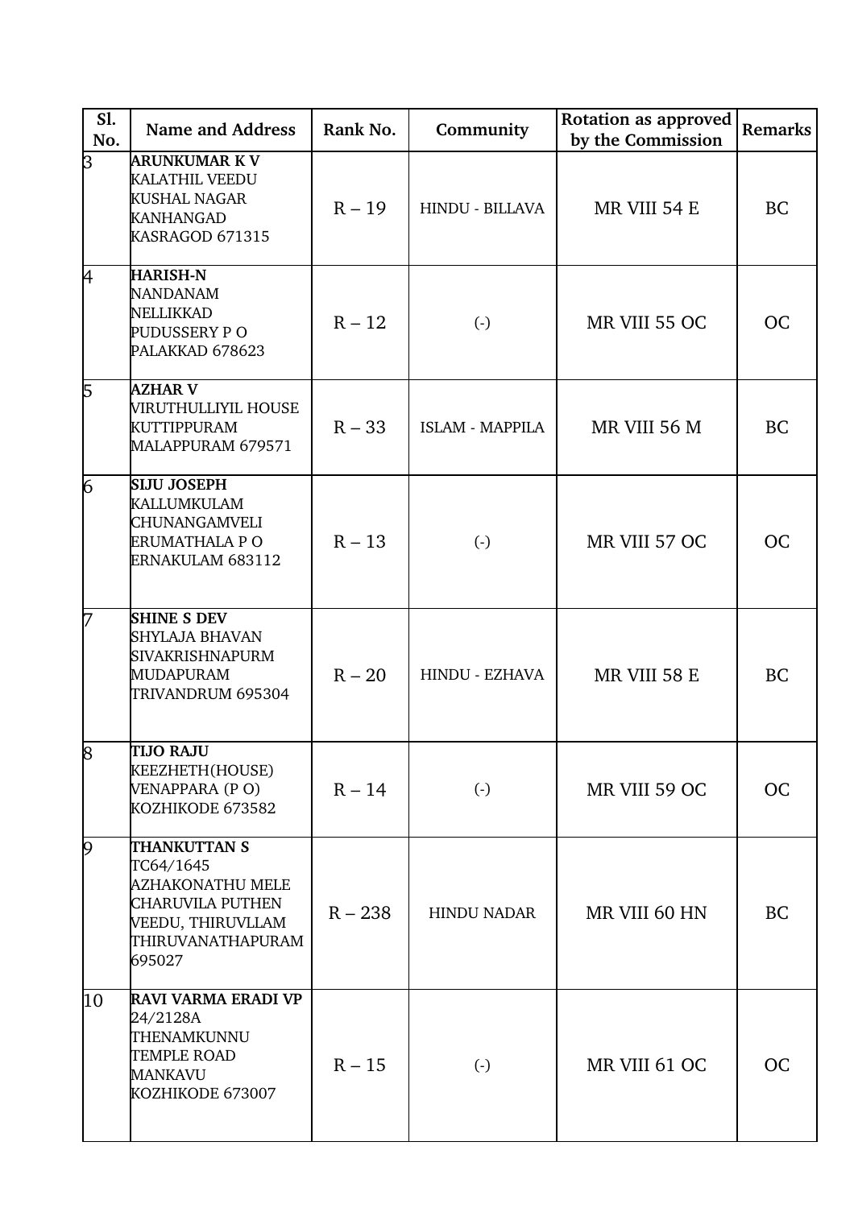| Sl. No. | Name and Address | Rank No. | Community | Rotation as approved by the Commission | Remarks |
|---|---|---|---|---|---|
| 3 | **ARUNKUMAR K V**<br>KALATHIL VEEDU<br>KUSHAL NAGAR<br>KANHANGAD<br>KASRAGOD 671315 | R – 19 | HINDU - BILLAVA | MR VIII 54 E | BC |
| 4 | **HARISH-N**<br>NANDANAM<br>NELLIKKAD<br>PUDUSSERY P O<br>PALAKKAD 678623 | R – 12 | (-) | MR VIII 55 OC | OC |
| 5 | **AZHAR V**<br>VIRUTHULLIYIL HOUSE<br>KUTTIPPURAM<br>MALAPPURAM 679571 | R – 33 | ISLAM - MAPPILA | MR VIII 56 M | BC |
| 6 | **SIJU JOSEPH**<br>KALLUMKULAM<br>CHUNANGAMVELI<br>ERUMATHALA P O<br>ERNAKULAM 683112 | R – 13 | (-) | MR VIII 57 OC | OC |
| 7 | **SHINE S DEV**<br>SHYLAJA BHAVAN<br>SIVAKRISHNAPURM<br>MUDAPURAM<br>TRIVANDRUM 695304 | R – 20 | HINDU - EZHAVA | MR VIII 58 E | BC |
| 8 | **TIJO RAJU**<br>KEEZHETH(HOUSE)<br>VENAPPARA (P O)<br>KOZHIKODE 673582 | R – 14 | (-) | MR VIII 59 OC | OC |
| 9 | **THANKUTTAN S**<br>TC64/1645<br>AZHAKONATHU MELE<br>CHARUVILA PUTHEN<br>VEEDU, THIRUVLLAM<br>THIRUVANATHAPURAM<br>695027 | R – 238 | HINDU NADAR | MR VIII 60 HN | BC |
| 10 | **RAVI VARMA ERADI VP**<br>24/2128A<br>THENAMKUNNU<br>TEMPLE ROAD<br>MANKAVU<br>KOZHIKODE 673007 | R – 15 | (-) | MR VIII 61 OC | OC |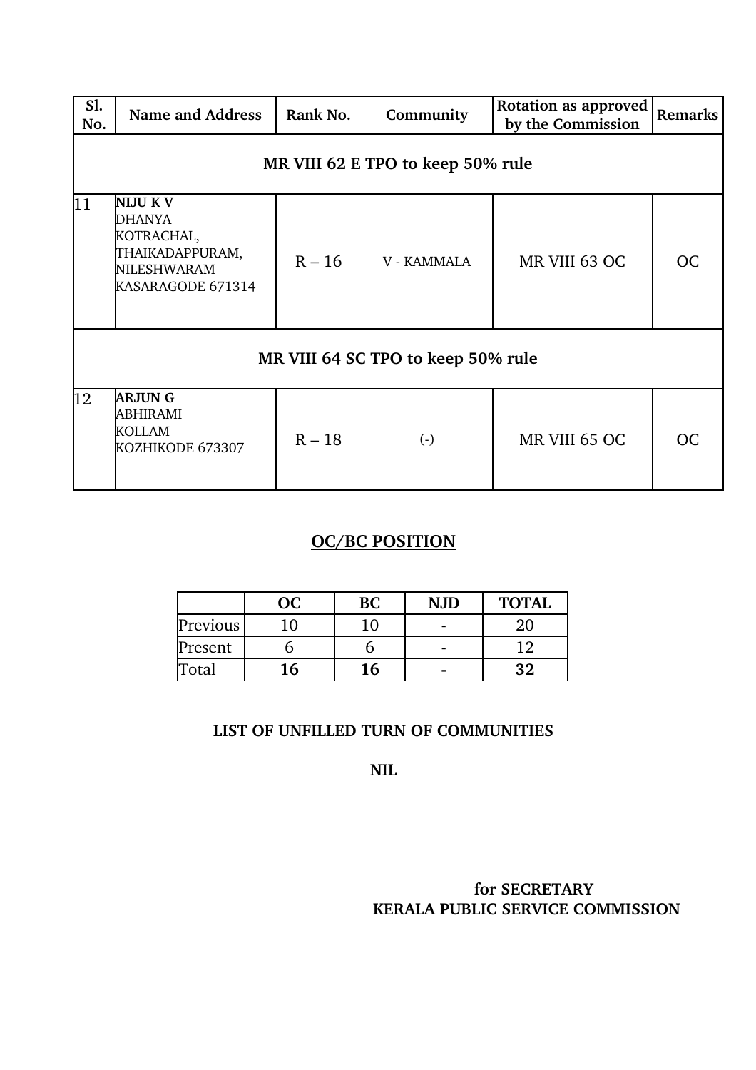| Sl. No. | Name and Address | Rank No. | Community | Rotation as approved by the Commission | Remarks |
|---|---|---|---|---|---|
| **MR VIII 62 E TPO to keep 50% rule** | | | | | |
| 11 | **NIJU K V** DHANYA KOTRACHAL, THAIKADAPPURAM, NILESHWARAM KASARAGODE 671314 | R – 16 | V - KAMMALA | MR VIII 63 OC | OC |
| **MR VIII 64 SC TPO to keep 50% rule** | | | | | |
| 12 | **ARJUN G** ABHIRAMI KOLLAM KOZHIKODE 673307 | R – 18 | (-) | MR VIII 65 OC | OC |

## OC/BC POSITION

| | OC | BC | NJD | TOTAL |
|---|---|---|---|---|
| Previous | 10 | 10 | - | 20 |
| Present | 6 | 6 | - | 12 |
| Total | **16** | **16** | **-** | **32** |

## LIST OF UNFILLED TURN OF COMMUNITIES

**NIL**

**for SECRETARY**
**KERALA PUBLIC SERVICE COMMISSION**